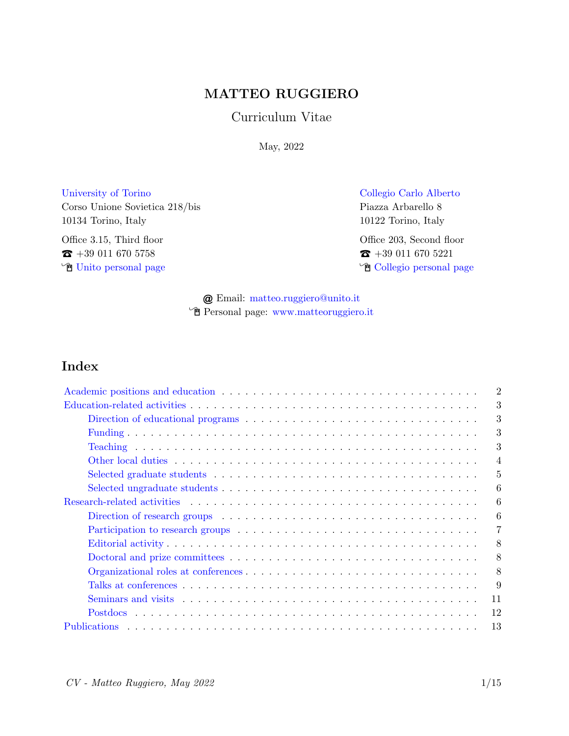# MATTEO RUGGIERO

## Curriculum Vitae

May, 2022

University of Torino
Corso Unione Sovietica 218/bis
10134 Torino, Italy

Office 3.15, Third floor
☎ +39 011 670 5758
Unito personal page

Collegio Carlo Alberto
Piazza Arbarello 8
10122 Torino, Italy

Office 203, Second floor
☎ +39 011 670 5221
Collegio personal page

@ Email: matteo.ruggiero@unito.it
Personal page: www.matteoruggiero.it

## Index

- Academic positions and education . . . 2
- Education-related activities . . . 3
  - Direction of educational programs . . . 3
  - Funding . . . 3
  - Teaching . . . 3
  - Other local duties . . . 4
  - Selected graduate students . . . 5
  - Selected ungraduate students . . . 6
- Research-related activities . . . 6
  - Direction of research groups . . . 6
  - Participation to research groups . . . 7
  - Editorial activity . . . 8
  - Doctoral and prize committees . . . 8
  - Organizational roles at conferences . . . 8
  - Talks at conferences . . . 9
  - Seminars and visits . . . 11
  - Postdocs . . . 12
- Publications . . . 13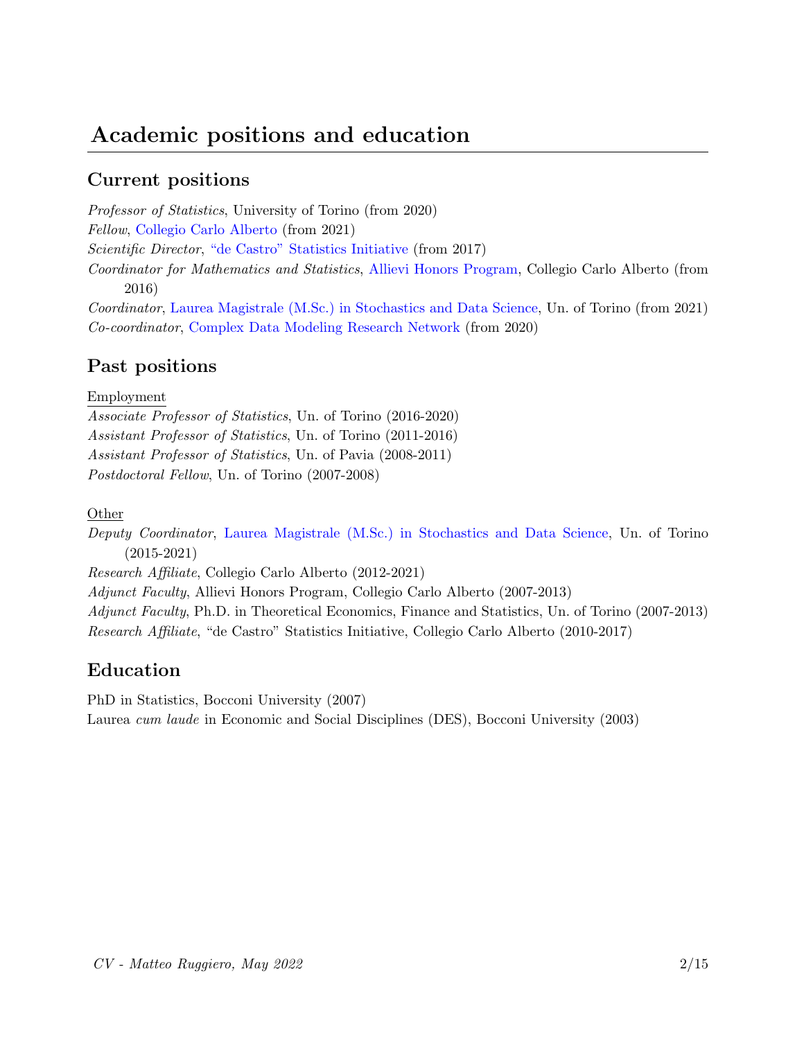# Academic positions and education

## Current positions

*Professor of Statistics*, University of Torino (from 2020)
*Fellow*, Collegio Carlo Alberto (from 2021)
*Scientific Director*, "de Castro" Statistics Initiative (from 2017)
*Coordinator for Mathematics and Statistics*, Allievi Honors Program, Collegio Carlo Alberto (from 2016)
*Coordinator*, Laurea Magistrale (M.Sc.) in Stochastics and Data Science, Un. of Torino (from 2021)
*Co-coordinator*, Complex Data Modeling Research Network (from 2020)

## Past positions

Employment

*Associate Professor of Statistics*, Un. of Torino (2016-2020)
*Assistant Professor of Statistics*, Un. of Torino (2011-2016)
*Assistant Professor of Statistics*, Un. of Pavia (2008-2011)
*Postdoctoral Fellow*, Un. of Torino (2007-2008)

Other

*Deputy Coordinator*, Laurea Magistrale (M.Sc.) in Stochastics and Data Science, Un. of Torino (2015-2021)
*Research Affiliate*, Collegio Carlo Alberto (2012-2021)
*Adjunct Faculty*, Allievi Honors Program, Collegio Carlo Alberto (2007-2013)
*Adjunct Faculty*, Ph.D. in Theoretical Economics, Finance and Statistics, Un. of Torino (2007-2013)
*Research Affiliate*, "de Castro" Statistics Initiative, Collegio Carlo Alberto (2010-2017)

## Education

PhD in Statistics, Bocconi University (2007)
Laurea *cum laude* in Economic and Social Disciplines (DES), Bocconi University (2003)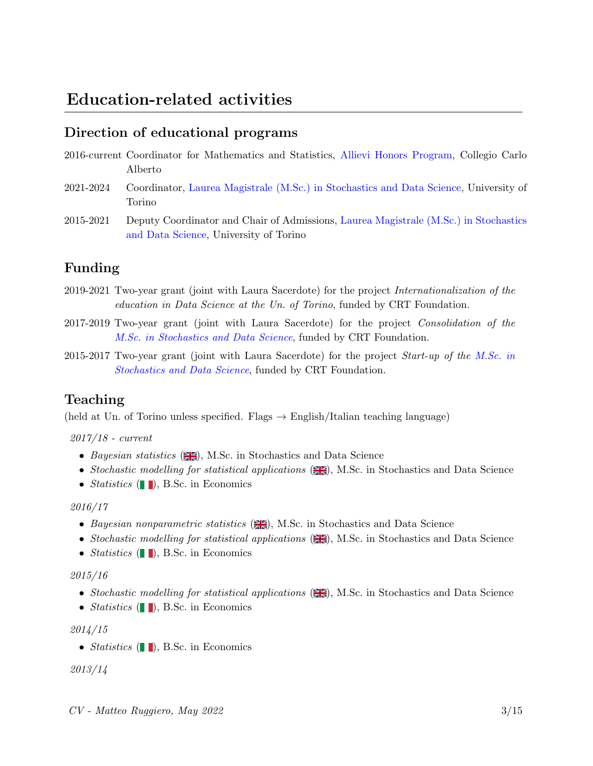# Education-related activities

## Direction of educational programs

2016-current Coordinator for Mathematics and Statistics, Allievi Honors Program, Collegio Carlo Alberto

2021-2024 Coordinator, Laurea Magistrale (M.Sc.) in Stochastics and Data Science, University of Torino

2015-2021 Deputy Coordinator and Chair of Admissions, Laurea Magistrale (M.Sc.) in Stochastics and Data Science, University of Torino

## Funding

2019-2021 Two-year grant (joint with Laura Sacerdote) for the project *Internationalization of the education in Data Science at the Un. of Torino*, funded by CRT Foundation.

2017-2019 Two-year grant (joint with Laura Sacerdote) for the project *Consolidation of the M.Sc. in Stochastics and Data Science*, funded by CRT Foundation.

2015-2017 Two-year grant (joint with Laura Sacerdote) for the project *Start-up of the M.Sc. in Stochastics and Data Science*, funded by CRT Foundation.

## Teaching

(held at Un. of Torino unless specified. Flags → English/Italian teaching language)

*2017/18 - current*

- *Bayesian statistics* (🇬🇧), M.Sc. in Stochastics and Data Science
- *Stochastic modelling for statistical applications* (🇬🇧), M.Sc. in Stochastics and Data Science
- *Statistics* (🇮🇹), B.Sc. in Economics

*2016/17*

- *Bayesian nonparametric statistics* (🇬🇧), M.Sc. in Stochastics and Data Science
- *Stochastic modelling for statistical applications* (🇬🇧), M.Sc. in Stochastics and Data Science
- *Statistics* (🇮🇹), B.Sc. in Economics

*2015/16*

- *Stochastic modelling for statistical applications* (🇬🇧), M.Sc. in Stochastics and Data Science
- *Statistics* (🇮🇹), B.Sc. in Economics

*2014/15*

- *Statistics* (🇮🇹), B.Sc. in Economics

*2013/14*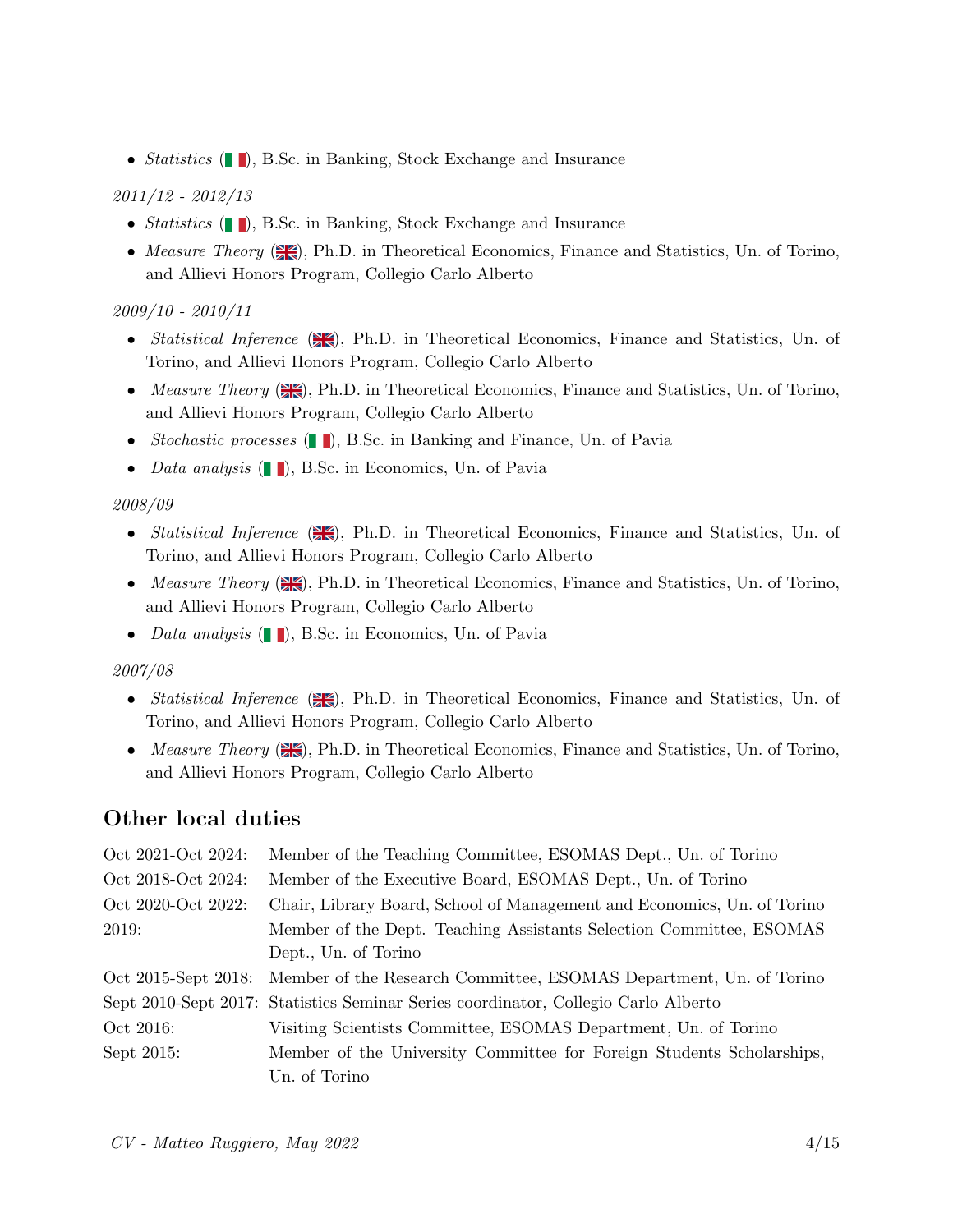- *Statistics* (🇮🇹), B.Sc. in Banking, Stock Exchange and Insurance

*2011/12 - 2012/13*

- *Statistics* (🇮🇹), B.Sc. in Banking, Stock Exchange and Insurance
- *Measure Theory* (🇬🇧), Ph.D. in Theoretical Economics, Finance and Statistics, Un. of Torino, and Allievi Honors Program, Collegio Carlo Alberto

*2009/10 - 2010/11*

- *Statistical Inference* (🇬🇧), Ph.D. in Theoretical Economics, Finance and Statistics, Un. of Torino, and Allievi Honors Program, Collegio Carlo Alberto
- *Measure Theory* (🇬🇧), Ph.D. in Theoretical Economics, Finance and Statistics, Un. of Torino, and Allievi Honors Program, Collegio Carlo Alberto
- *Stochastic processes* (🇮🇹), B.Sc. in Banking and Finance, Un. of Pavia
- *Data analysis* (🇮🇹), B.Sc. in Economics, Un. of Pavia

*2008/09*

- *Statistical Inference* (🇬🇧), Ph.D. in Theoretical Economics, Finance and Statistics, Un. of Torino, and Allievi Honors Program, Collegio Carlo Alberto
- *Measure Theory* (🇬🇧), Ph.D. in Theoretical Economics, Finance and Statistics, Un. of Torino, and Allievi Honors Program, Collegio Carlo Alberto
- *Data analysis* (🇮🇹), B.Sc. in Economics, Un. of Pavia

*2007/08*

- *Statistical Inference* (🇬🇧), Ph.D. in Theoretical Economics, Finance and Statistics, Un. of Torino, and Allievi Honors Program, Collegio Carlo Alberto
- *Measure Theory* (🇬🇧), Ph.D. in Theoretical Economics, Finance and Statistics, Un. of Torino, and Allievi Honors Program, Collegio Carlo Alberto

## Other local duties

| | |
|---|---|
| Oct 2021-Oct 2024: | Member of the Teaching Committee, ESOMAS Dept., Un. of Torino |
| Oct 2018-Oct 2024: | Member of the Executive Board, ESOMAS Dept., Un. of Torino |
| Oct 2020-Oct 2022: | Chair, Library Board, School of Management and Economics, Un. of Torino |
| 2019: | Member of the Dept. Teaching Assistants Selection Committee, ESOMAS Dept., Un. of Torino |
| Oct 2015-Sept 2018: | Member of the Research Committee, ESOMAS Department, Un. of Torino |
| Sept 2010-Sept 2017: | Statistics Seminar Series coordinator, Collegio Carlo Alberto |
| Oct 2016: | Visiting Scientists Committee, ESOMAS Department, Un. of Torino |
| Sept 2015: | Member of the University Committee for Foreign Students Scholarships, Un. of Torino |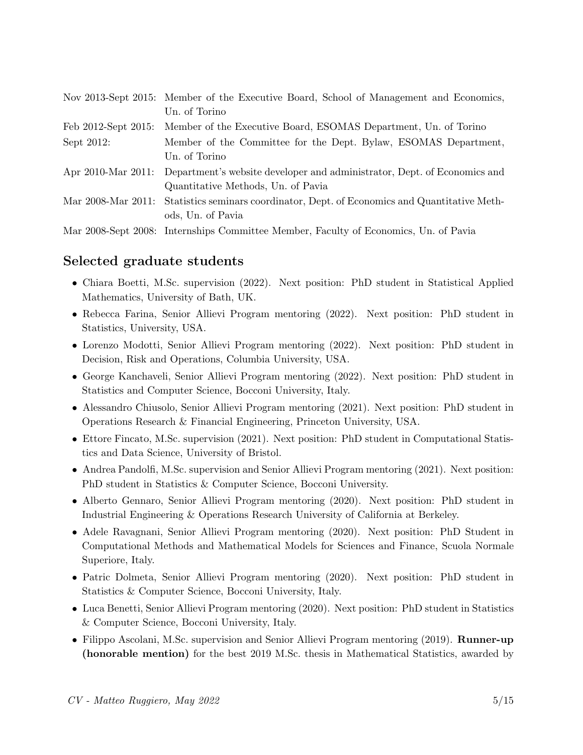Nov 2013-Sept 2015: Member of the Executive Board, School of Management and Economics, Un. of Torino

Feb 2012-Sept 2015: Member of the Executive Board, ESOMAS Department, Un. of Torino

Sept 2012: Member of the Committee for the Dept. Bylaw, ESOMAS Department, Un. of Torino

Apr 2010-Mar 2011: Department's website developer and administrator, Dept. of Economics and Quantitative Methods, Un. of Pavia

Mar 2008-Mar 2011: Statistics seminars coordinator, Dept. of Economics and Quantitative Methods, Un. of Pavia

Mar 2008-Sept 2008: Internships Committee Member, Faculty of Economics, Un. of Pavia

## Selected graduate students

- Chiara Boetti, M.Sc. supervision (2022). Next position: PhD student in Statistical Applied Mathematics, University of Bath, UK.
- Rebecca Farina, Senior Allievi Program mentoring (2022). Next position: PhD student in Statistics, University, USA.
- Lorenzo Modotti, Senior Allievi Program mentoring (2022). Next position: PhD student in Decision, Risk and Operations, Columbia University, USA.
- George Kanchaveli, Senior Allievi Program mentoring (2022). Next position: PhD student in Statistics and Computer Science, Bocconi University, Italy.
- Alessandro Chiusolo, Senior Allievi Program mentoring (2021). Next position: PhD student in Operations Research & Financial Engineering, Princeton University, USA.
- Ettore Fincato, M.Sc. supervision (2021). Next position: PhD student in Computational Statistics and Data Science, University of Bristol.
- Andrea Pandolfi, M.Sc. supervision and Senior Allievi Program mentoring (2021). Next position: PhD student in Statistics & Computer Science, Bocconi University.
- Alberto Gennaro, Senior Allievi Program mentoring (2020). Next position: PhD student in Industrial Engineering & Operations Research University of California at Berkeley.
- Adele Ravagnani, Senior Allievi Program mentoring (2020). Next position: PhD Student in Computational Methods and Mathematical Models for Sciences and Finance, Scuola Normale Superiore, Italy.
- Patric Dolmeta, Senior Allievi Program mentoring (2020). Next position: PhD student in Statistics & Computer Science, Bocconi University, Italy.
- Luca Benetti, Senior Allievi Program mentoring (2020). Next position: PhD student in Statistics & Computer Science, Bocconi University, Italy.
- Filippo Ascolani, M.Sc. supervision and Senior Allievi Program mentoring (2019). **Runner-up (honorable mention)** for the best 2019 M.Sc. thesis in Mathematical Statistics, awarded by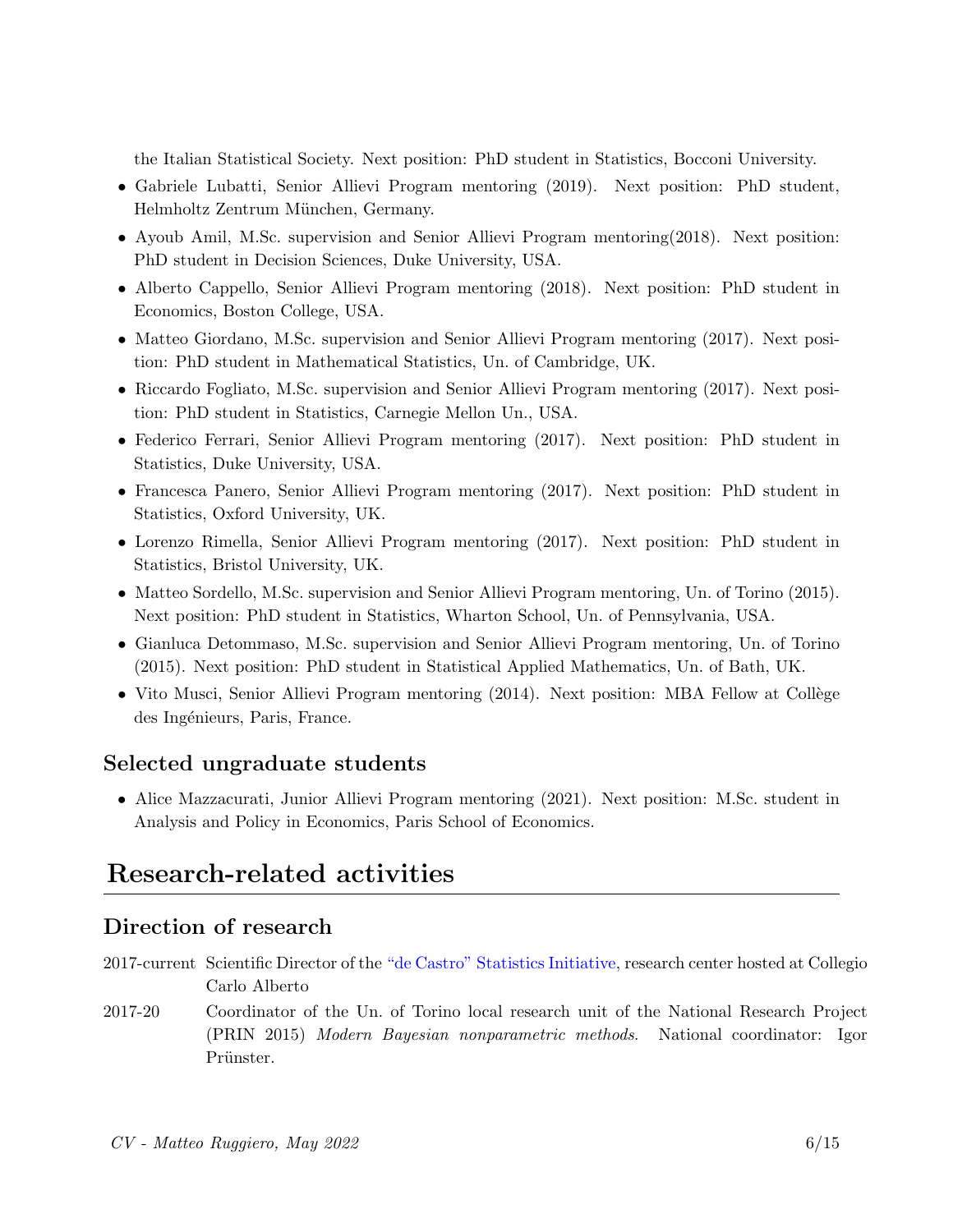the Italian Statistical Society. Next position: PhD student in Statistics, Bocconi University.

- Gabriele Lubatti, Senior Allievi Program mentoring (2019). Next position: PhD student, Helmholtz Zentrum München, Germany.
- Ayoub Amil, M.Sc. supervision and Senior Allievi Program mentoring(2018). Next position: PhD student in Decision Sciences, Duke University, USA.
- Alberto Cappello, Senior Allievi Program mentoring (2018). Next position: PhD student in Economics, Boston College, USA.
- Matteo Giordano, M.Sc. supervision and Senior Allievi Program mentoring (2017). Next position: PhD student in Mathematical Statistics, Un. of Cambridge, UK.
- Riccardo Fogliato, M.Sc. supervision and Senior Allievi Program mentoring (2017). Next position: PhD student in Statistics, Carnegie Mellon Un., USA.
- Federico Ferrari, Senior Allievi Program mentoring (2017). Next position: PhD student in Statistics, Duke University, USA.
- Francesca Panero, Senior Allievi Program mentoring (2017). Next position: PhD student in Statistics, Oxford University, UK.
- Lorenzo Rimella, Senior Allievi Program mentoring (2017). Next position: PhD student in Statistics, Bristol University, UK.
- Matteo Sordello, M.Sc. supervision and Senior Allievi Program mentoring, Un. of Torino (2015). Next position: PhD student in Statistics, Wharton School, Un. of Pennsylvania, USA.
- Gianluca Detommaso, M.Sc. supervision and Senior Allievi Program mentoring, Un. of Torino (2015). Next position: PhD student in Statistical Applied Mathematics, Un. of Bath, UK.
- Vito Musci, Senior Allievi Program mentoring (2014). Next position: MBA Fellow at Collège des Ingénieurs, Paris, France.

### Selected ungraduate students

- Alice Mazzacurati, Junior Allievi Program mentoring (2021). Next position: M.Sc. student in Analysis and Policy in Economics, Paris School of Economics.

## Research-related activities

### Direction of research

2017-current Scientific Director of the "de Castro" Statistics Initiative, research center hosted at Collegio Carlo Alberto

2017-20 Coordinator of the Un. of Torino local research unit of the National Research Project (PRIN 2015) *Modern Bayesian nonparametric methods*. National coordinator: Igor Prünster.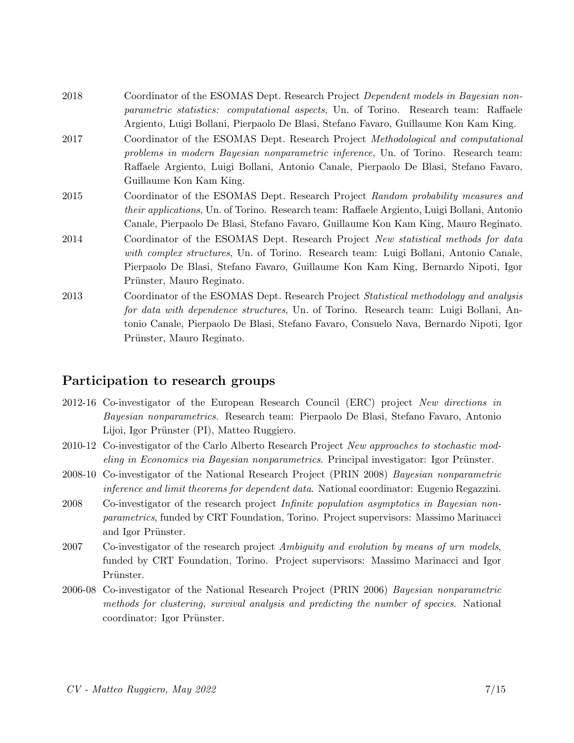2018 Coordinator of the ESOMAS Dept. Research Project *Dependent models in Bayesian nonparametric statistics: computational aspects*, Un. of Torino. Research team: Raffaele Argiento, Luigi Bollani, Pierpaolo De Blasi, Stefano Favaro, Guillaume Kon Kam King.

2017 Coordinator of the ESOMAS Dept. Research Project *Methodological and computational problems in modern Bayesian nonparametric inference*, Un. of Torino. Research team: Raffaele Argiento, Luigi Bollani, Antonio Canale, Pierpaolo De Blasi, Stefano Favaro, Guillaume Kon Kam King.

2015 Coordinator of the ESOMAS Dept. Research Project *Random probability measures and their applications*, Un. of Torino. Research team: Raffaele Argiento, Luigi Bollani, Antonio Canale, Pierpaolo De Blasi, Stefano Favaro, Guillaume Kon Kam King, Mauro Reginato.

2014 Coordinator of the ESOMAS Dept. Research Project *New statistical methods for data with complex structures*, Un. of Torino. Research team: Luigi Bollani, Antonio Canale, Pierpaolo De Blasi, Stefano Favaro, Guillaume Kon Kam King, Bernardo Nipoti, Igor Prünster, Mauro Reginato.

2013 Coordinator of the ESOMAS Dept. Research Project *Statistical methodology and analysis for data with dependence structures*, Un. of Torino. Research team: Luigi Bollani, Antonio Canale, Pierpaolo De Blasi, Stefano Favaro, Consuelo Nava, Bernardo Nipoti, Igor Prünster, Mauro Reginato.

## Participation to research groups

2012-16 Co-investigator of the European Research Council (ERC) project *New directions in Bayesian nonparametrics*. Research team: Pierpaolo De Blasi, Stefano Favaro, Antonio Lijoi, Igor Prünster (PI), Matteo Ruggiero.

2010-12 Co-investigator of the Carlo Alberto Research Project *New approaches to stochastic modeling in Economics via Bayesian nonparametrics*. Principal investigator: Igor Prünster.

2008-10 Co-investigator of the National Research Project (PRIN 2008) *Bayesian nonparametric inference and limit theorems for dependent data*. National coordinator: Eugenio Regazzini.

2008 Co-investigator of the research project *Infinite population asymptotics in Bayesian nonparametrics*, funded by CRT Foundation, Torino. Project supervisors: Massimo Marinacci and Igor Prünster.

2007 Co-investigator of the research project *Ambiguity and evolution by means of urn models*, funded by CRT Foundation, Torino. Project supervisors: Massimo Marinacci and Igor Prünster.

2006-08 Co-investigator of the National Research Project (PRIN 2006) *Bayesian nonparametric methods for clustering, survival analysis and predicting the number of species*. National coordinator: Igor Prünster.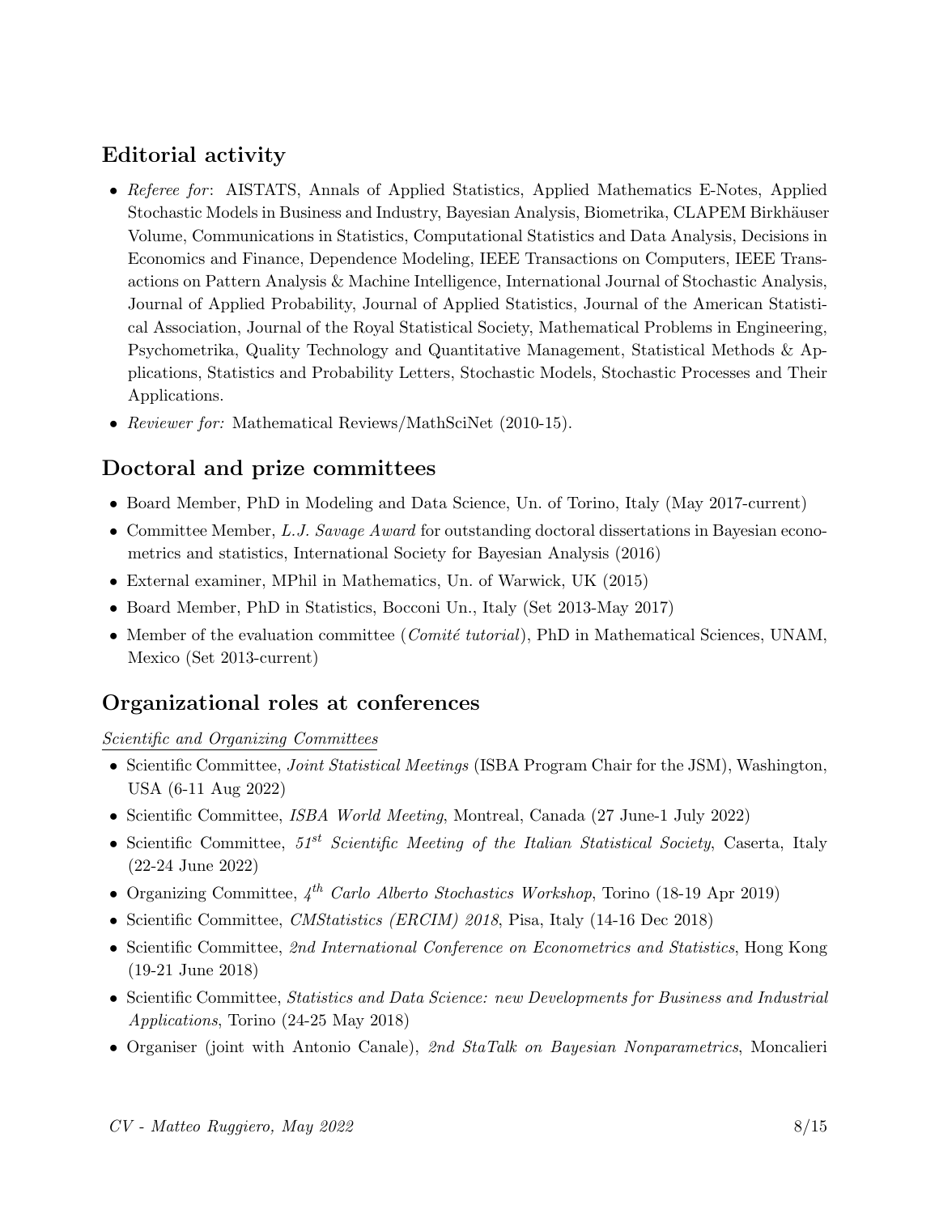## Editorial activity

- *Referee for*: AISTATS, Annals of Applied Statistics, Applied Mathematics E-Notes, Applied Stochastic Models in Business and Industry, Bayesian Analysis, Biometrika, CLAPEM Birkhäuser Volume, Communications in Statistics, Computational Statistics and Data Analysis, Decisions in Economics and Finance, Dependence Modeling, IEEE Transactions on Computers, IEEE Transactions on Pattern Analysis & Machine Intelligence, International Journal of Stochastic Analysis, Journal of Applied Probability, Journal of Applied Statistics, Journal of the American Statistical Association, Journal of the Royal Statistical Society, Mathematical Problems in Engineering, Psychometrika, Quality Technology and Quantitative Management, Statistical Methods & Applications, Statistics and Probability Letters, Stochastic Models, Stochastic Processes and Their Applications.
- *Reviewer for:* Mathematical Reviews/MathSciNet (2010-15).

## Doctoral and prize committees

- Board Member, PhD in Modeling and Data Science, Un. of Torino, Italy (May 2017-current)
- Committee Member, *L.J. Savage Award* for outstanding doctoral dissertations in Bayesian econometrics and statistics, International Society for Bayesian Analysis (2016)
- External examiner, MPhil in Mathematics, Un. of Warwick, UK (2015)
- Board Member, PhD in Statistics, Bocconi Un., Italy (Set 2013-May 2017)
- Member of the evaluation committee (*Comité tutorial*), PhD in Mathematical Sciences, UNAM, Mexico (Set 2013-current)

## Organizational roles at conferences

*Scientific and Organizing Committees*

- Scientific Committee, *Joint Statistical Meetings* (ISBA Program Chair for the JSM), Washington, USA (6-11 Aug 2022)
- Scientific Committee, *ISBA World Meeting*, Montreal, Canada (27 June-1 July 2022)
- Scientific Committee, *51st Scientific Meeting of the Italian Statistical Society*, Caserta, Italy (22-24 June 2022)
- Organizing Committee, *4th Carlo Alberto Stochastics Workshop*, Torino (18-19 Apr 2019)
- Scientific Committee, *CMStatistics (ERCIM) 2018*, Pisa, Italy (14-16 Dec 2018)
- Scientific Committee, *2nd International Conference on Econometrics and Statistics*, Hong Kong (19-21 June 2018)
- Scientific Committee, *Statistics and Data Science: new Developments for Business and Industrial Applications*, Torino (24-25 May 2018)
- Organiser (joint with Antonio Canale), *2nd StaTalk on Bayesian Nonparametrics*, Moncalieri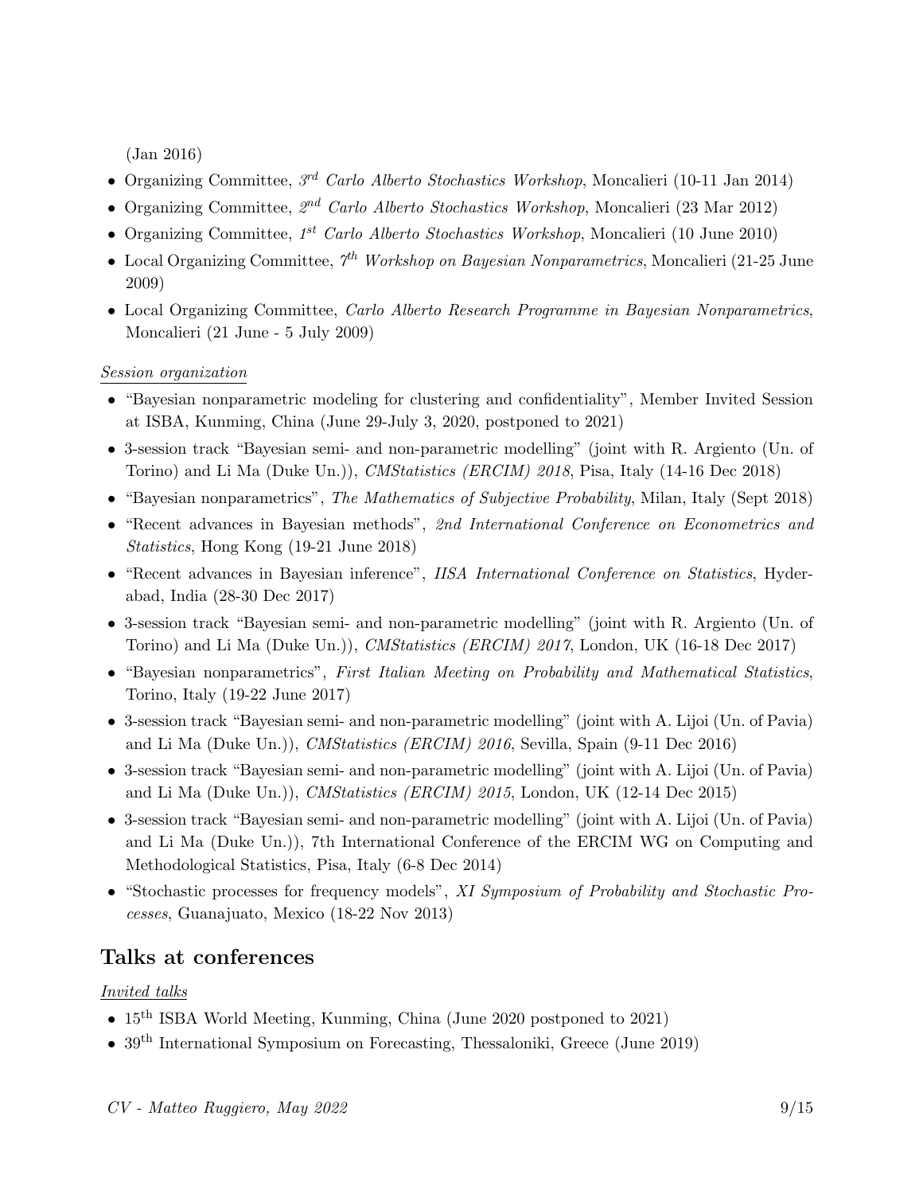(Jan 2016)

- Organizing Committee, *3rd Carlo Alberto Stochastics Workshop*, Moncalieri (10-11 Jan 2014)
- Organizing Committee, *2nd Carlo Alberto Stochastics Workshop*, Moncalieri (23 Mar 2012)
- Organizing Committee, *1st Carlo Alberto Stochastics Workshop*, Moncalieri (10 June 2010)
- Local Organizing Committee, *7th Workshop on Bayesian Nonparametrics*, Moncalieri (21-25 June 2009)
- Local Organizing Committee, *Carlo Alberto Research Programme in Bayesian Nonparametrics*, Moncalieri (21 June - 5 July 2009)

*Session organization*

- "Bayesian nonparametric modeling for clustering and confidentiality", Member Invited Session at ISBA, Kunming, China (June 29-July 3, 2020, postponed to 2021)
- 3-session track "Bayesian semi- and non-parametric modelling" (joint with R. Argiento (Un. of Torino) and Li Ma (Duke Un.)), *CMStatistics (ERCIM) 2018*, Pisa, Italy (14-16 Dec 2018)
- "Bayesian nonparametrics", *The Mathematics of Subjective Probability*, Milan, Italy (Sept 2018)
- "Recent advances in Bayesian methods", *2nd International Conference on Econometrics and Statistics*, Hong Kong (19-21 June 2018)
- "Recent advances in Bayesian inference", *IISA International Conference on Statistics*, Hyderabad, India (28-30 Dec 2017)
- 3-session track "Bayesian semi- and non-parametric modelling" (joint with R. Argiento (Un. of Torino) and Li Ma (Duke Un.)), *CMStatistics (ERCIM) 2017*, London, UK (16-18 Dec 2017)
- "Bayesian nonparametrics", *First Italian Meeting on Probability and Mathematical Statistics*, Torino, Italy (19-22 June 2017)
- 3-session track "Bayesian semi- and non-parametric modelling" (joint with A. Lijoi (Un. of Pavia) and Li Ma (Duke Un.)), *CMStatistics (ERCIM) 2016*, Sevilla, Spain (9-11 Dec 2016)
- 3-session track "Bayesian semi- and non-parametric modelling" (joint with A. Lijoi (Un. of Pavia) and Li Ma (Duke Un.)), *CMStatistics (ERCIM) 2015*, London, UK (12-14 Dec 2015)
- 3-session track "Bayesian semi- and non-parametric modelling" (joint with A. Lijoi (Un. of Pavia) and Li Ma (Duke Un.)), 7th International Conference of the ERCIM WG on Computing and Methodological Statistics, Pisa, Italy (6-8 Dec 2014)
- "Stochastic processes for frequency models", *XI Symposium of Probability and Stochastic Processes*, Guanajuato, Mexico (18-22 Nov 2013)

## Talks at conferences

*Invited talks*

- 15th ISBA World Meeting, Kunming, China (June 2020 postponed to 2021)
- 39th International Symposium on Forecasting, Thessaloniki, Greece (June 2019)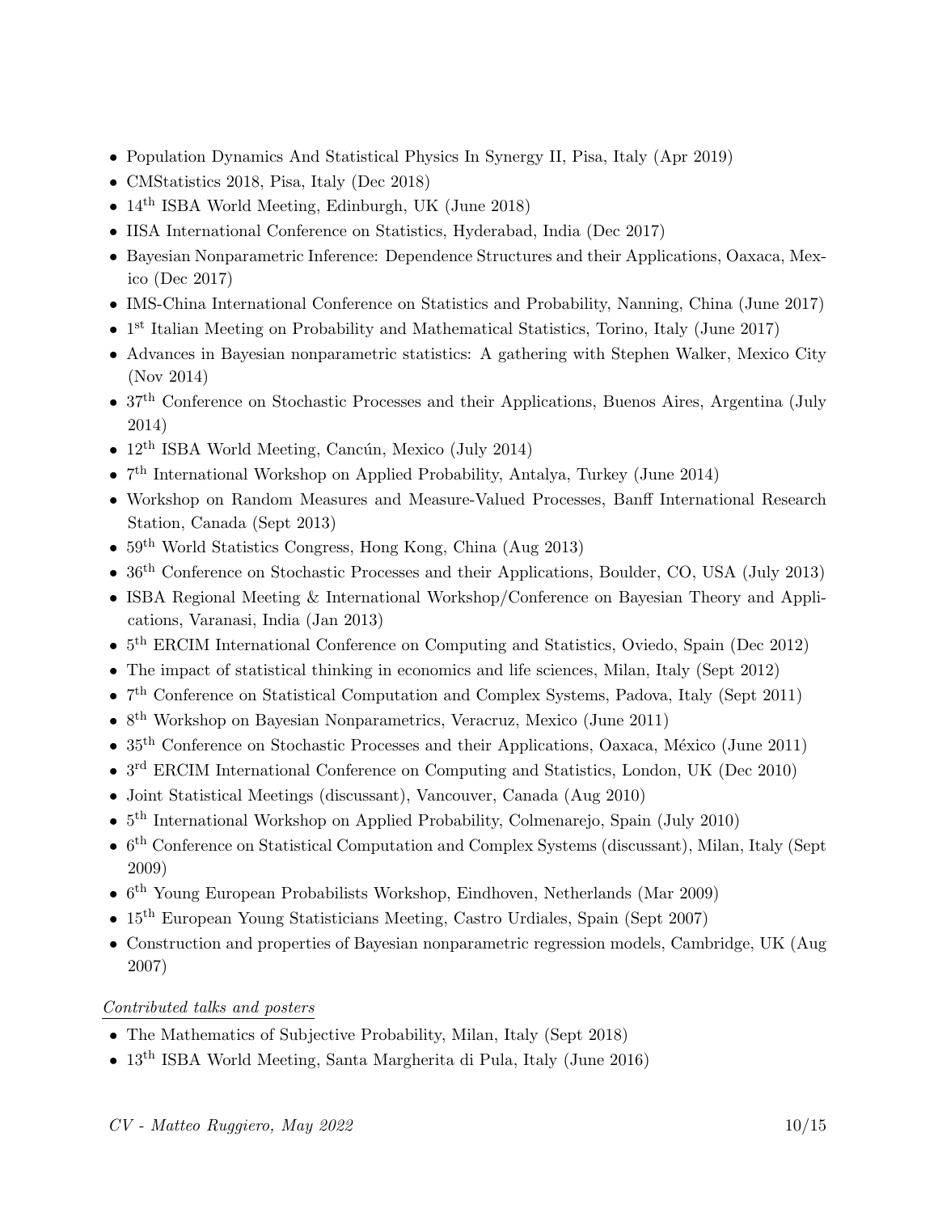- Population Dynamics And Statistical Physics In Synergy II, Pisa, Italy (Apr 2019)
- CMStatistics 2018, Pisa, Italy (Dec 2018)
- 14th ISBA World Meeting, Edinburgh, UK (June 2018)
- IISA International Conference on Statistics, Hyderabad, India (Dec 2017)
- Bayesian Nonparametric Inference: Dependence Structures and their Applications, Oaxaca, Mexico (Dec 2017)
- IMS-China International Conference on Statistics and Probability, Nanning, China (June 2017)
- 1st Italian Meeting on Probability and Mathematical Statistics, Torino, Italy (June 2017)
- Advances in Bayesian nonparametric statistics: A gathering with Stephen Walker, Mexico City (Nov 2014)
- 37th Conference on Stochastic Processes and their Applications, Buenos Aires, Argentina (July 2014)
- 12th ISBA World Meeting, Cancún, Mexico (July 2014)
- 7th International Workshop on Applied Probability, Antalya, Turkey (June 2014)
- Workshop on Random Measures and Measure-Valued Processes, Banff International Research Station, Canada (Sept 2013)
- 59th World Statistics Congress, Hong Kong, China (Aug 2013)
- 36th Conference on Stochastic Processes and their Applications, Boulder, CO, USA (July 2013)
- ISBA Regional Meeting & International Workshop/Conference on Bayesian Theory and Applications, Varanasi, India (Jan 2013)
- 5th ERCIM International Conference on Computing and Statistics, Oviedo, Spain (Dec 2012)
- The impact of statistical thinking in economics and life sciences, Milan, Italy (Sept 2012)
- 7th Conference on Statistical Computation and Complex Systems, Padova, Italy (Sept 2011)
- 8th Workshop on Bayesian Nonparametrics, Veracruz, Mexico (June 2011)
- 35th Conference on Stochastic Processes and their Applications, Oaxaca, México (June 2011)
- 3rd ERCIM International Conference on Computing and Statistics, London, UK (Dec 2010)
- Joint Statistical Meetings (discussant), Vancouver, Canada (Aug 2010)
- 5th International Workshop on Applied Probability, Colmenarejo, Spain (July 2010)
- 6th Conference on Statistical Computation and Complex Systems (discussant), Milan, Italy (Sept 2009)
- 6th Young European Probabilists Workshop, Eindhoven, Netherlands (Mar 2009)
- 15th European Young Statisticians Meeting, Castro Urdiales, Spain (Sept 2007)
- Construction and properties of Bayesian nonparametric regression models, Cambridge, UK (Aug 2007)

*Contributed talks and posters*

- The Mathematics of Subjective Probability, Milan, Italy (Sept 2018)
- 13th ISBA World Meeting, Santa Margherita di Pula, Italy (June 2016)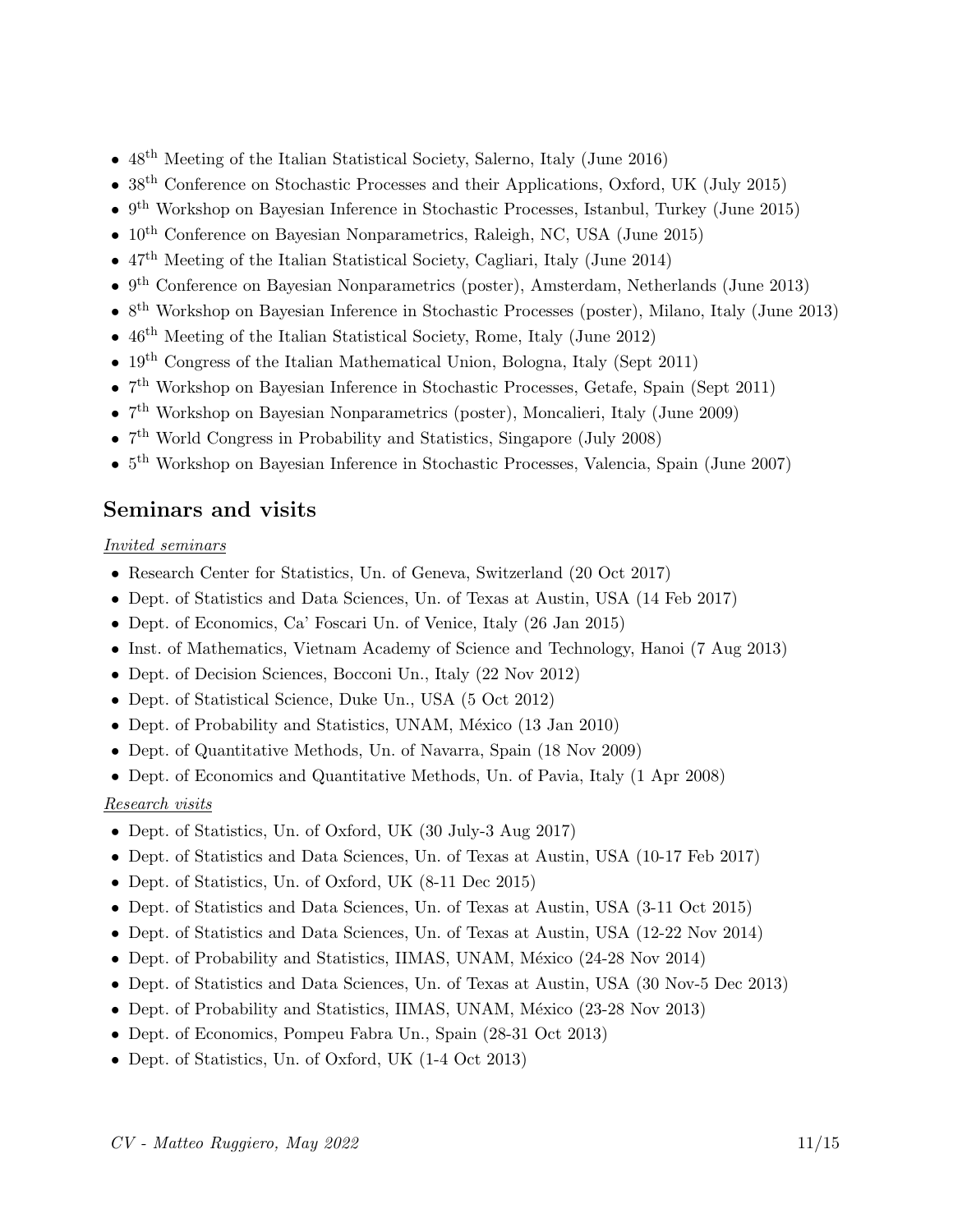- 48$^{\text{th}}$ Meeting of the Italian Statistical Society, Salerno, Italy (June 2016)
- 38$^{\text{th}}$ Conference on Stochastic Processes and their Applications, Oxford, UK (July 2015)
- 9$^{\text{th}}$ Workshop on Bayesian Inference in Stochastic Processes, Istanbul, Turkey (June 2015)
- 10$^{\text{th}}$ Conference on Bayesian Nonparametrics, Raleigh, NC, USA (June 2015)
- 47$^{\text{th}}$ Meeting of the Italian Statistical Society, Cagliari, Italy (June 2014)
- 9$^{\text{th}}$ Conference on Bayesian Nonparametrics (poster), Amsterdam, Netherlands (June 2013)
- 8$^{\text{th}}$ Workshop on Bayesian Inference in Stochastic Processes (poster), Milano, Italy (June 2013)
- 46$^{\text{th}}$ Meeting of the Italian Statistical Society, Rome, Italy (June 2012)
- 19$^{\text{th}}$ Congress of the Italian Mathematical Union, Bologna, Italy (Sept 2011)
- 7$^{\text{th}}$ Workshop on Bayesian Inference in Stochastic Processes, Getafe, Spain (Sept 2011)
- 7$^{\text{th}}$ Workshop on Bayesian Nonparametrics (poster), Moncalieri, Italy (June 2009)
- 7$^{\text{th}}$ World Congress in Probability and Statistics, Singapore (July 2008)
- 5$^{\text{th}}$ Workshop on Bayesian Inference in Stochastic Processes, Valencia, Spain (June 2007)

## Seminars and visits

*Invited seminars*

- Research Center for Statistics, Un. of Geneva, Switzerland (20 Oct 2017)
- Dept. of Statistics and Data Sciences, Un. of Texas at Austin, USA (14 Feb 2017)
- Dept. of Economics, Ca' Foscari Un. of Venice, Italy (26 Jan 2015)
- Inst. of Mathematics, Vietnam Academy of Science and Technology, Hanoi (7 Aug 2013)
- Dept. of Decision Sciences, Bocconi Un., Italy (22 Nov 2012)
- Dept. of Statistical Science, Duke Un., USA (5 Oct 2012)
- Dept. of Probability and Statistics, UNAM, México (13 Jan 2010)
- Dept. of Quantitative Methods, Un. of Navarra, Spain (18 Nov 2009)
- Dept. of Economics and Quantitative Methods, Un. of Pavia, Italy (1 Apr 2008)

*Research visits*

- Dept. of Statistics, Un. of Oxford, UK (30 July-3 Aug 2017)
- Dept. of Statistics and Data Sciences, Un. of Texas at Austin, USA (10-17 Feb 2017)
- Dept. of Statistics, Un. of Oxford, UK (8-11 Dec 2015)
- Dept. of Statistics and Data Sciences, Un. of Texas at Austin, USA (3-11 Oct 2015)
- Dept. of Statistics and Data Sciences, Un. of Texas at Austin, USA (12-22 Nov 2014)
- Dept. of Probability and Statistics, IIMAS, UNAM, México (24-28 Nov 2014)
- Dept. of Statistics and Data Sciences, Un. of Texas at Austin, USA (30 Nov-5 Dec 2013)
- Dept. of Probability and Statistics, IIMAS, UNAM, México (23-28 Nov 2013)
- Dept. of Economics, Pompeu Fabra Un., Spain (28-31 Oct 2013)
- Dept. of Statistics, Un. of Oxford, UK (1-4 Oct 2013)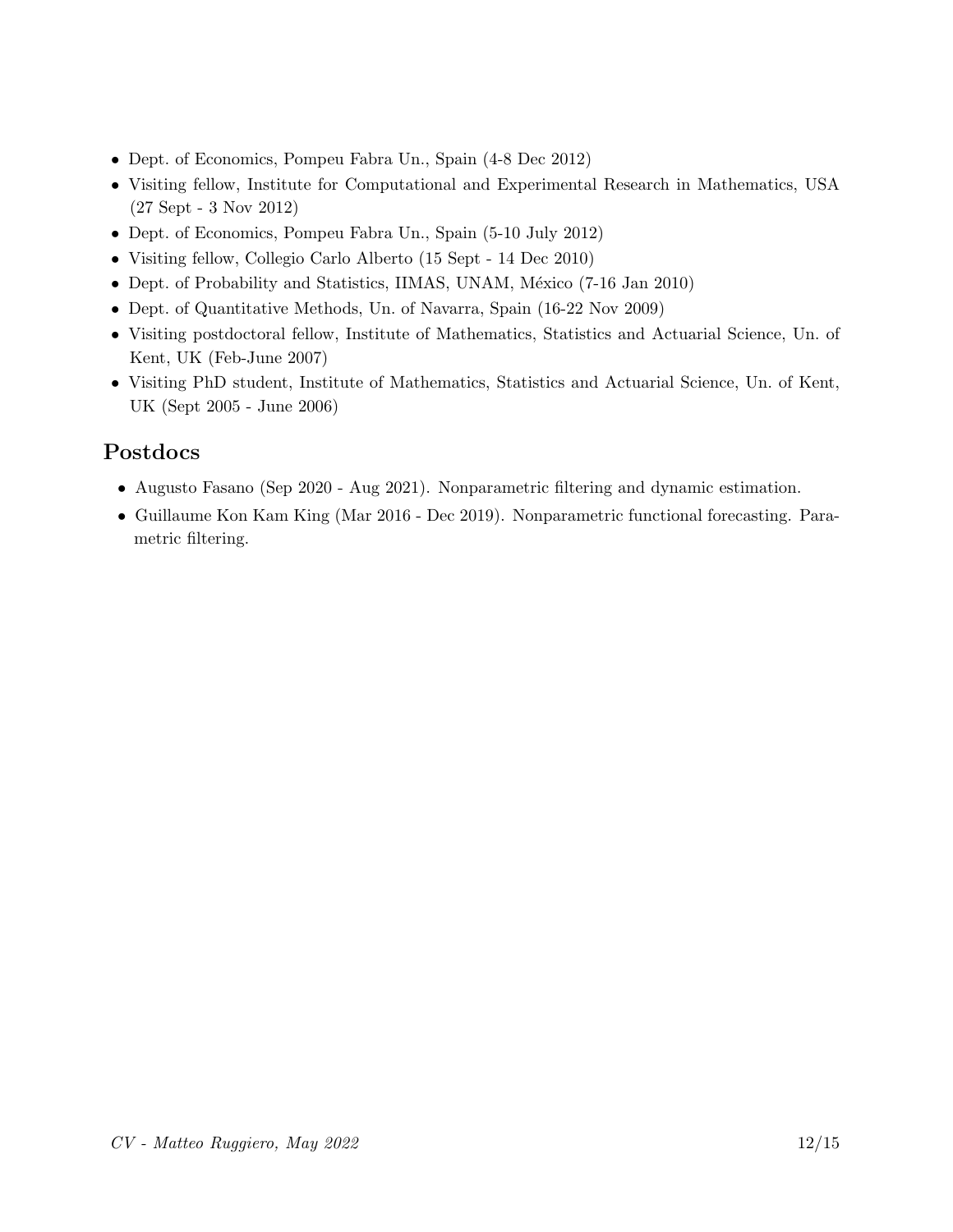- Dept. of Economics, Pompeu Fabra Un., Spain (4-8 Dec 2012)
- Visiting fellow, Institute for Computational and Experimental Research in Mathematics, USA (27 Sept - 3 Nov 2012)
- Dept. of Economics, Pompeu Fabra Un., Spain (5-10 July 2012)
- Visiting fellow, Collegio Carlo Alberto (15 Sept - 14 Dec 2010)
- Dept. of Probability and Statistics, IIMAS, UNAM, México (7-16 Jan 2010)
- Dept. of Quantitative Methods, Un. of Navarra, Spain (16-22 Nov 2009)
- Visiting postdoctoral fellow, Institute of Mathematics, Statistics and Actuarial Science, Un. of Kent, UK (Feb-June 2007)
- Visiting PhD student, Institute of Mathematics, Statistics and Actuarial Science, Un. of Kent, UK (Sept 2005 - June 2006)

## Postdocs

- Augusto Fasano (Sep 2020 - Aug 2021). Nonparametric filtering and dynamic estimation.
- Guillaume Kon Kam King (Mar 2016 - Dec 2019). Nonparametric functional forecasting. Parametric filtering.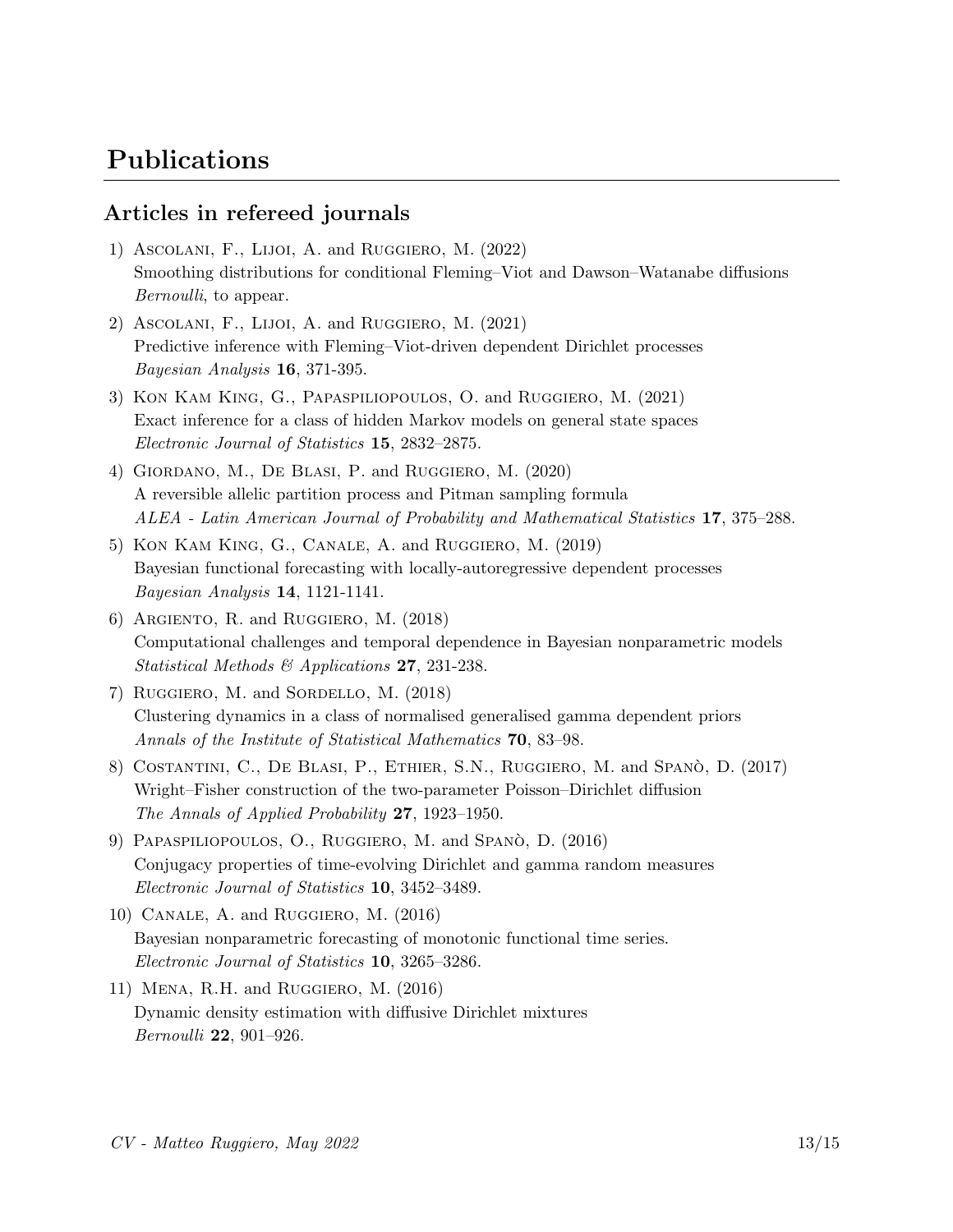# Publications

## Articles in refereed journals

1) Ascolani, F., Lijoi, A. and Ruggiero, M. (2022)
   Smoothing distributions for conditional Fleming–Viot and Dawson–Watanabe diffusions
   *Bernoulli*, to appear.

2) Ascolani, F., Lijoi, A. and Ruggiero, M. (2021)
   Predictive inference with Fleming–Viot-driven dependent Dirichlet processes
   *Bayesian Analysis* **16**, 371-395.

3) Kon Kam King, G., Papaspiliopoulos, O. and Ruggiero, M. (2021)
   Exact inference for a class of hidden Markov models on general state spaces
   *Electronic Journal of Statistics* **15**, 2832–2875.

4) Giordano, M., De Blasi, P. and Ruggiero, M. (2020)
   A reversible allelic partition process and Pitman sampling formula
   *ALEA - Latin American Journal of Probability and Mathematical Statistics* **17**, 375–288.

5) Kon Kam King, G., Canale, A. and Ruggiero, M. (2019)
   Bayesian functional forecasting with locally-autoregressive dependent processes
   *Bayesian Analysis* **14**, 1121-1141.

6) Argiento, R. and Ruggiero, M. (2018)
   Computational challenges and temporal dependence in Bayesian nonparametric models
   *Statistical Methods & Applications* **27**, 231-238.

7) Ruggiero, M. and Sordello, M. (2018)
   Clustering dynamics in a class of normalised generalised gamma dependent priors
   *Annals of the Institute of Statistical Mathematics* **70**, 83–98.

8) Costantini, C., De Blasi, P., Ethier, S.N., Ruggiero, M. and Spanò, D. (2017)
   Wright–Fisher construction of the two-parameter Poisson–Dirichlet diffusion
   *The Annals of Applied Probability* **27**, 1923–1950.

9) Papaspiliopoulos, O., Ruggiero, M. and Spanò, D. (2016)
   Conjugacy properties of time-evolving Dirichlet and gamma random measures
   *Electronic Journal of Statistics* **10**, 3452–3489.

10) Canale, A. and Ruggiero, M. (2016)
    Bayesian nonparametric forecasting of monotonic functional time series.
    *Electronic Journal of Statistics* **10**, 3265–3286.

11) Mena, R.H. and Ruggiero, M. (2016)
    Dynamic density estimation with diffusive Dirichlet mixtures
    *Bernoulli* **22**, 901–926.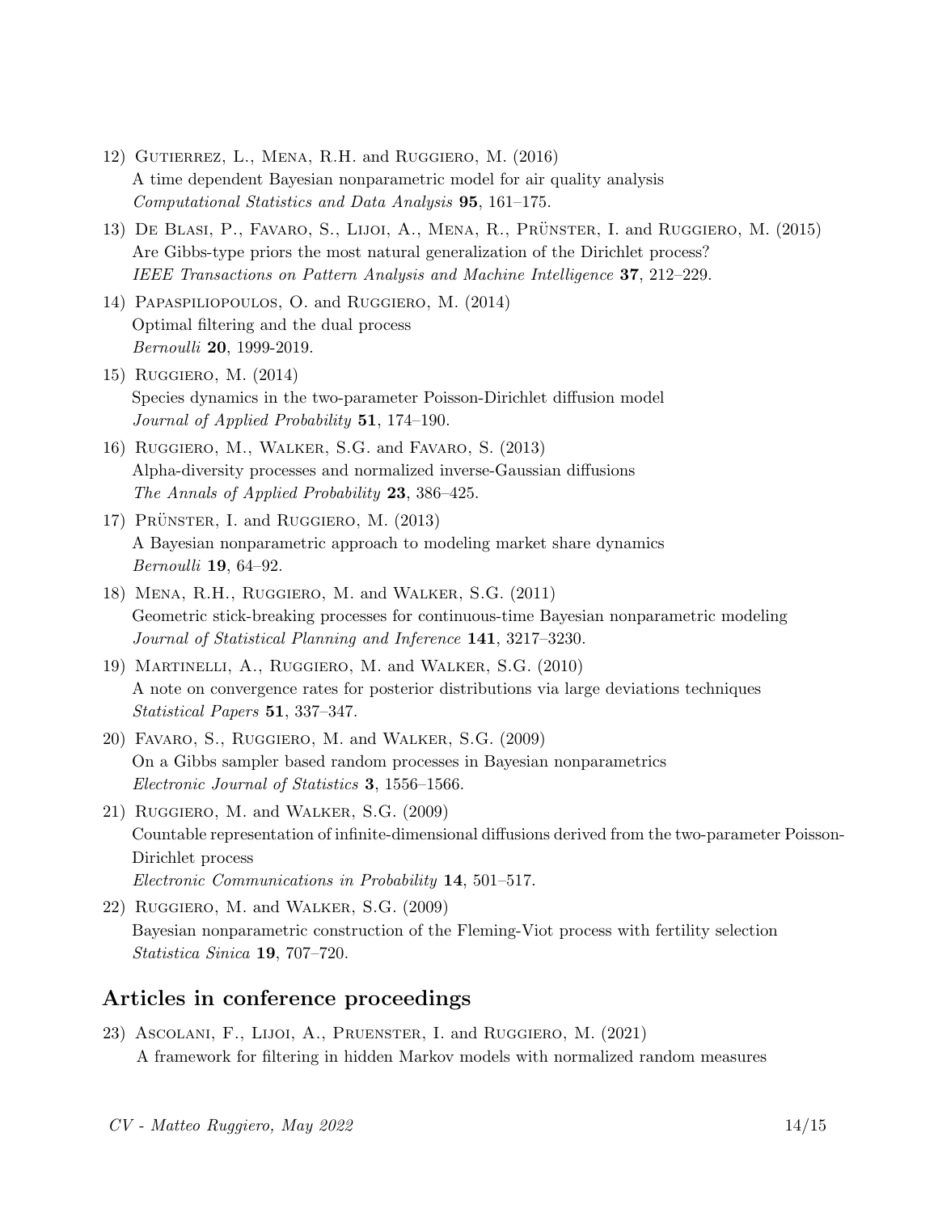12) Gutierrez, L., Mena, R.H. and Ruggiero, M. (2016)
A time dependent Bayesian nonparametric model for air quality analysis
*Computational Statistics and Data Analysis* **95**, 161–175.

13) De Blasi, P., Favaro, S., Lijoi, A., Mena, R., Prünster, I. and Ruggiero, M. (2015)
Are Gibbs-type priors the most natural generalization of the Dirichlet process?
*IEEE Transactions on Pattern Analysis and Machine Intelligence* **37**, 212–229.

14) Papaspiliopoulos, O. and Ruggiero, M. (2014)
Optimal filtering and the dual process
*Bernoulli* **20**, 1999-2019.

15) Ruggiero, M. (2014)
Species dynamics in the two-parameter Poisson-Dirichlet diffusion model
*Journal of Applied Probability* **51**, 174–190.

16) Ruggiero, M., Walker, S.G. and Favaro, S. (2013)
Alpha-diversity processes and normalized inverse-Gaussian diffusions
*The Annals of Applied Probability* **23**, 386–425.

17) Prünster, I. and Ruggiero, M. (2013)
A Bayesian nonparametric approach to modeling market share dynamics
*Bernoulli* **19**, 64–92.

18) Mena, R.H., Ruggiero, M. and Walker, S.G. (2011)
Geometric stick-breaking processes for continuous-time Bayesian nonparametric modeling
*Journal of Statistical Planning and Inference* **141**, 3217–3230.

19) Martinelli, A., Ruggiero, M. and Walker, S.G. (2010)
A note on convergence rates for posterior distributions via large deviations techniques
*Statistical Papers* **51**, 337–347.

20) Favaro, S., Ruggiero, M. and Walker, S.G. (2009)
On a Gibbs sampler based random processes in Bayesian nonparametrics
*Electronic Journal of Statistics* **3**, 1556–1566.

21) Ruggiero, M. and Walker, S.G. (2009)
Countable representation of infinite-dimensional diffusions derived from the two-parameter Poisson-Dirichlet process
*Electronic Communications in Probability* **14**, 501–517.

22) Ruggiero, M. and Walker, S.G. (2009)
Bayesian nonparametric construction of the Fleming-Viot process with fertility selection
*Statistica Sinica* **19**, 707–720.

## Articles in conference proceedings

23) Ascolani, F., Lijoi, A., Pruenster, I. and Ruggiero, M. (2021)
A framework for filtering in hidden Markov models with normalized random measures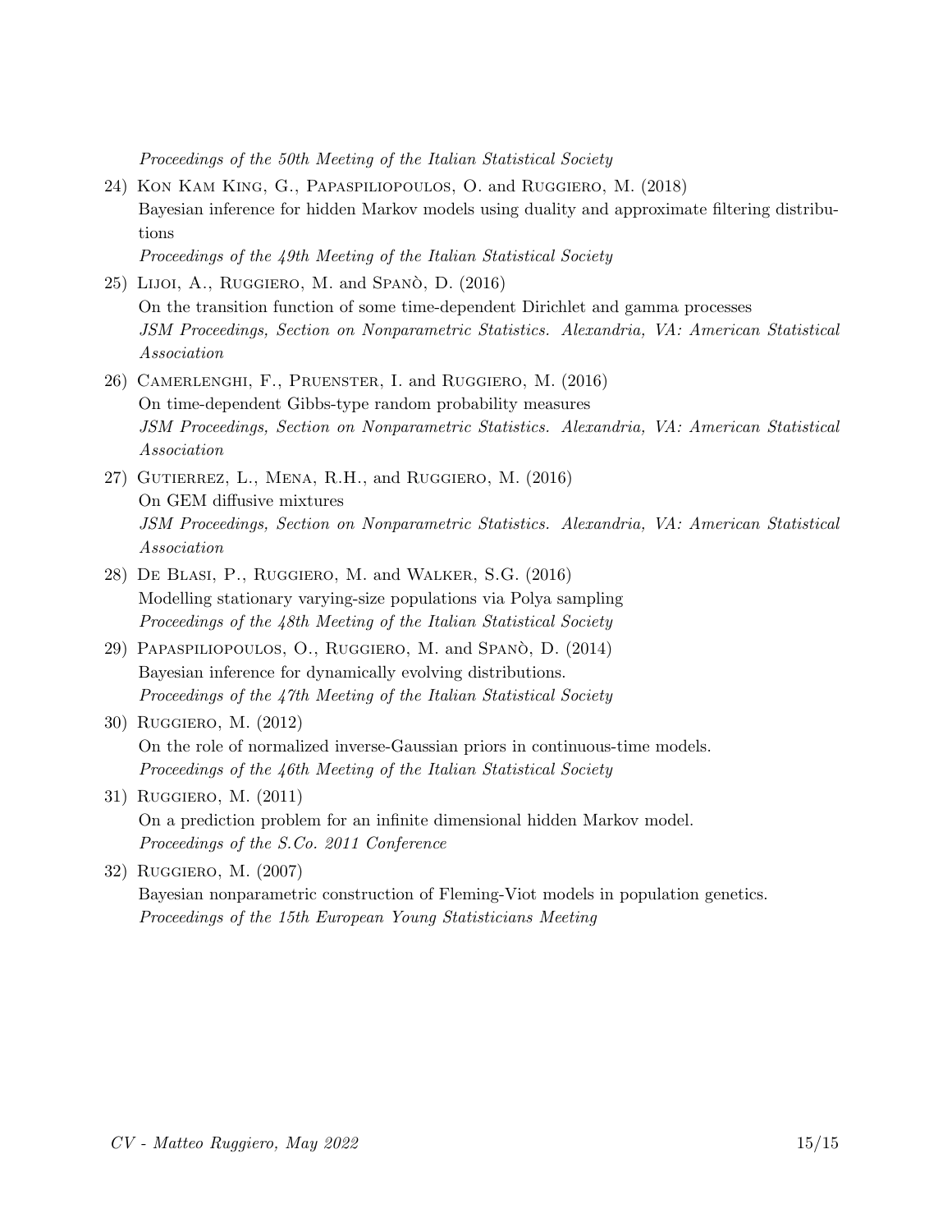*Proceedings of the 50th Meeting of the Italian Statistical Society*

24) Kon Kam King, G., Papaspiliopoulos, O. and Ruggiero, M. (2018)
    Bayesian inference for hidden Markov models using duality and approximate filtering distributions
    *Proceedings of the 49th Meeting of the Italian Statistical Society*

25) Lijoi, A., Ruggiero, M. and Spanò, D. (2016)
    On the transition function of some time-dependent Dirichlet and gamma processes
    *JSM Proceedings, Section on Nonparametric Statistics. Alexandria, VA: American Statistical Association*

26) Camerlenghi, F., Pruenster, I. and Ruggiero, M. (2016)
    On time-dependent Gibbs-type random probability measures
    *JSM Proceedings, Section on Nonparametric Statistics. Alexandria, VA: American Statistical Association*

27) Gutierrez, L., Mena, R.H., and Ruggiero, M. (2016)
    On GEM diffusive mixtures
    *JSM Proceedings, Section on Nonparametric Statistics. Alexandria, VA: American Statistical Association*

28) De Blasi, P., Ruggiero, M. and Walker, S.G. (2016)
    Modelling stationary varying-size populations via Polya sampling
    *Proceedings of the 48th Meeting of the Italian Statistical Society*

29) Papaspiliopoulos, O., Ruggiero, M. and Spanò, D. (2014)
    Bayesian inference for dynamically evolving distributions.
    *Proceedings of the 47th Meeting of the Italian Statistical Society*

30) Ruggiero, M. (2012)
    On the role of normalized inverse-Gaussian priors in continuous-time models.
    *Proceedings of the 46th Meeting of the Italian Statistical Society*

31) Ruggiero, M. (2011)
    On a prediction problem for an infinite dimensional hidden Markov model.
    *Proceedings of the S.Co. 2011 Conference*

32) Ruggiero, M. (2007)
    Bayesian nonparametric construction of Fleming-Viot models in population genetics.
    *Proceedings of the 15th European Young Statisticians Meeting*